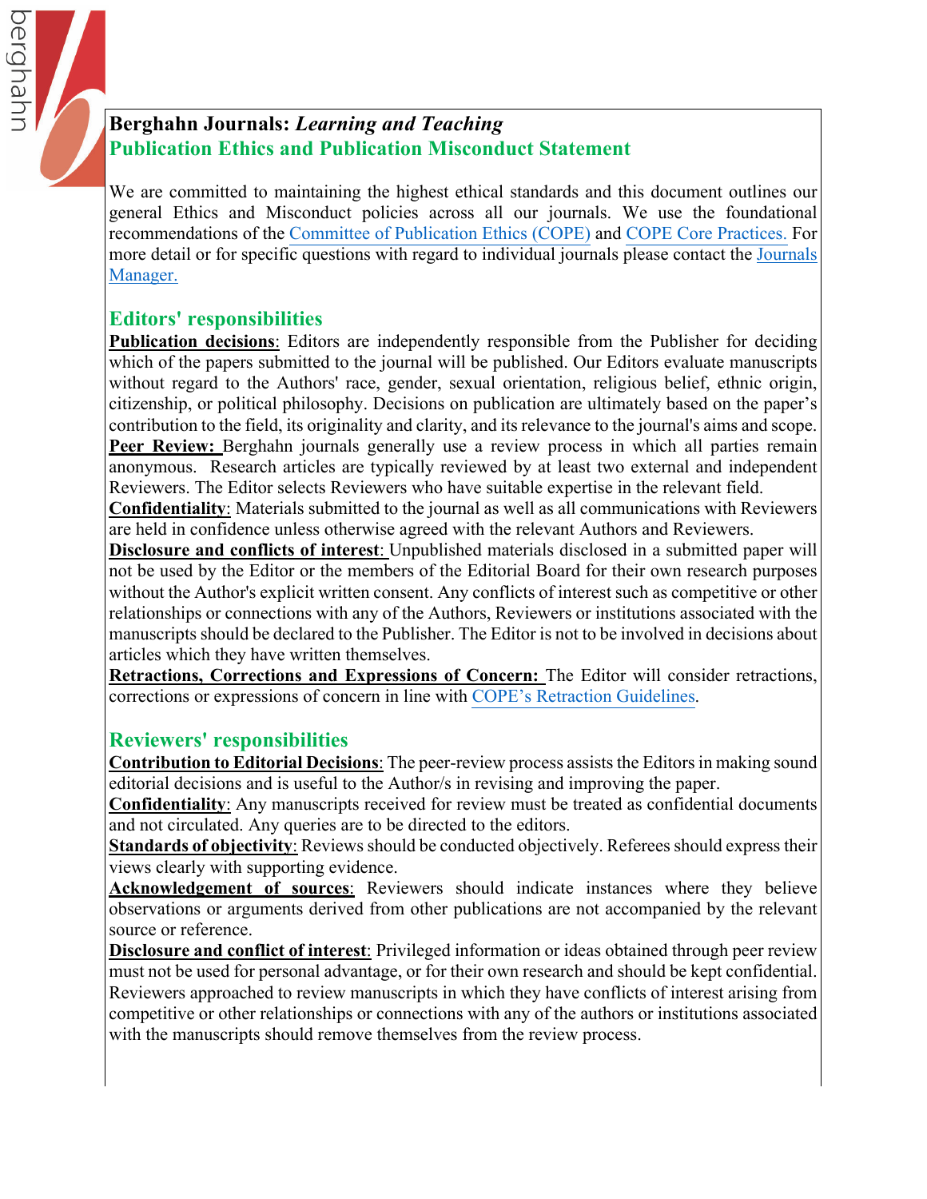# Berghahn Journals: *Learning and Teaching*

## Publication Ethics and Publication Misconduct Statement

We are committed to maintaining the highest ethical standards and this document outlines our general Ethics and Misconduct policies across all our journals. We use the foundational recommendations of the Committee of Publication Ethics (COPE) and COPE Core Practices. For more detail or for specific questions with regard to individual journals please contact the Journals Manager.

## Editors' responsibilities

**Publication decisions**: Editors are independently responsible from the Publisher for deciding which of the papers submitted to the journal will be published. Our Editors evaluate manuscripts without regard to the Authors' race, gender, sexual orientation, religious belief, ethnic origin, citizenship, or political philosophy. Decisions on publication are ultimately based on the paper's contribution to the field, its originality and clarity, and its relevance to the journal's aims and scope.

**Peer Review:** Berghahn journals generally use a review process in which all parties remain anonymous. Research articles are typically reviewed by at least two external and independent Reviewers. The Editor selects Reviewers who have suitable expertise in the relevant field.

**Confidentiality**: Materials submitted to the journal as well as all communications with Reviewers are held in confidence unless otherwise agreed with the relevant Authors and Reviewers.

**Disclosure and conflicts of interest**: Unpublished materials disclosed in a submitted paper will not be used by the Editor or the members of the Editorial Board for their own research purposes without the Author's explicit written consent. Any conflicts of interest such as competitive or other relationships or connections with any of the Authors, Reviewers or institutions associated with the manuscripts should be declared to the Publisher. The Editor is not to be involved in decisions about articles which they have written themselves.

**Retractions, Corrections and Expressions of Concern:** The Editor will consider retractions, corrections or expressions of concern in line with COPE's Retraction Guidelines.

## Reviewers' responsibilities

**Contribution to Editorial Decisions**: The peer-review process assists the Editors in making sound editorial decisions and is useful to the Author/s in revising and improving the paper.

**Confidentiality**: Any manuscripts received for review must be treated as confidential documents and not circulated. Any queries are to be directed to the editors.

**Standards of objectivity**: Reviews should be conducted objectively. Referees should express their views clearly with supporting evidence.

**Acknowledgement of sources**: Reviewers should indicate instances where they believe observations or arguments derived from other publications are not accompanied by the relevant source or reference.

**Disclosure and conflict of interest**: Privileged information or ideas obtained through peer review must not be used for personal advantage, or for their own research and should be kept confidential. Reviewers approached to review manuscripts in which they have conflicts of interest arising from competitive or other relationships or connections with any of the authors or institutions associated with the manuscripts should remove themselves from the review process.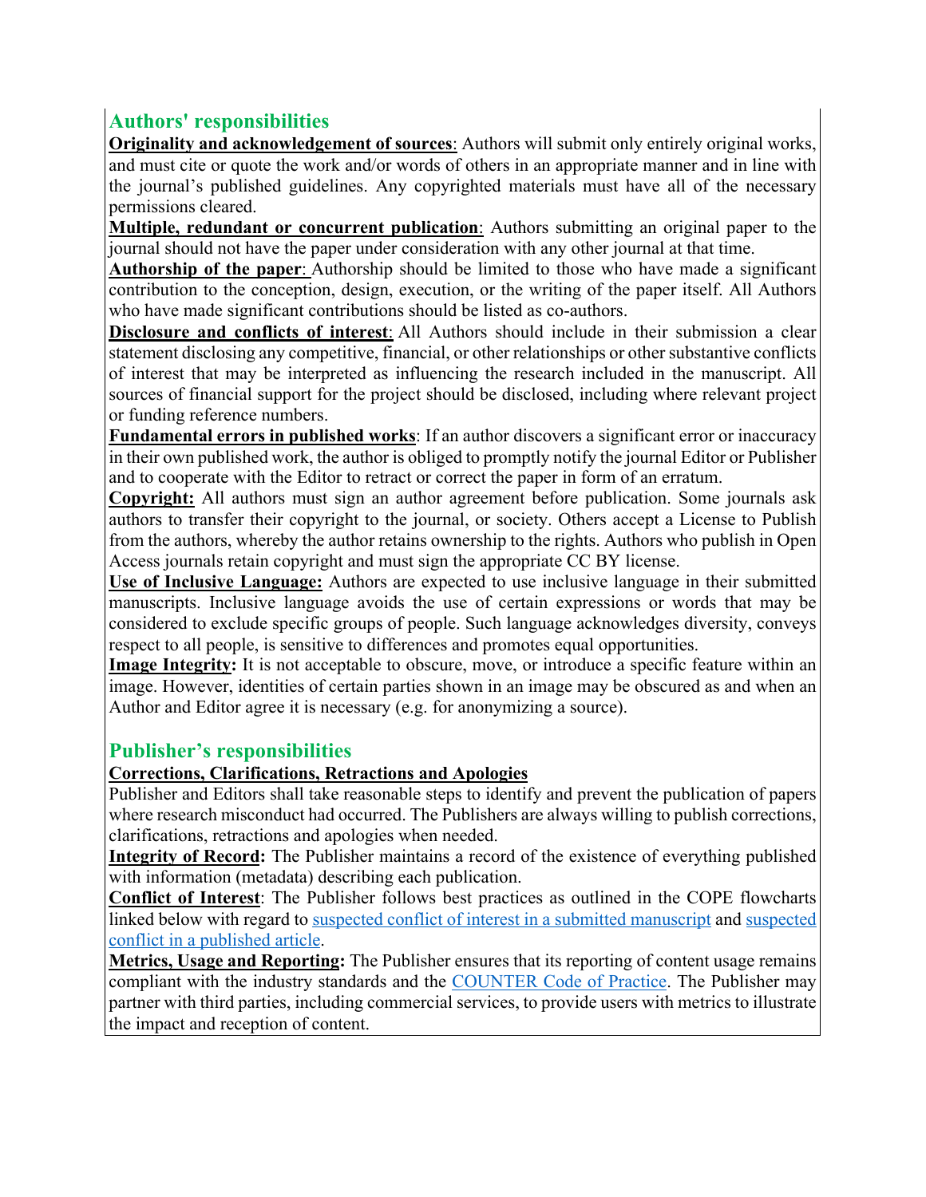## Authors' responsibilities

**Originality and acknowledgement of sources**: Authors will submit only entirely original works, and must cite or quote the work and/or words of others in an appropriate manner and in line with the journal's published guidelines. Any copyrighted materials must have all of the necessary permissions cleared.

**Multiple, redundant or concurrent publication**: Authors submitting an original paper to the journal should not have the paper under consideration with any other journal at that time.

**Authorship of the paper**: Authorship should be limited to those who have made a significant contribution to the conception, design, execution, or the writing of the paper itself. All Authors who have made significant contributions should be listed as co-authors.

**Disclosure and conflicts of interest**: All Authors should include in their submission a clear statement disclosing any competitive, financial, or other relationships or other substantive conflicts of interest that may be interpreted as influencing the research included in the manuscript. All sources of financial support for the project should be disclosed, including where relevant project or funding reference numbers.

**Fundamental errors in published works**: If an author discovers a significant error or inaccuracy in their own published work, the author is obliged to promptly notify the journal Editor or Publisher and to cooperate with the Editor to retract or correct the paper in form of an erratum.

**Copyright:** All authors must sign an author agreement before publication. Some journals ask authors to transfer their copyright to the journal, or society. Others accept a License to Publish from the authors, whereby the author retains ownership to the rights. Authors who publish in Open Access journals retain copyright and must sign the appropriate CC BY license.

**Use of Inclusive Language:** Authors are expected to use inclusive language in their submitted manuscripts. Inclusive language avoids the use of certain expressions or words that may be considered to exclude specific groups of people. Such language acknowledges diversity, conveys respect to all people, is sensitive to differences and promotes equal opportunities.

**Image Integrity:** It is not acceptable to obscure, move, or introduce a specific feature within an image. However, identities of certain parties shown in an image may be obscured as and when an Author and Editor agree it is necessary (e.g. for anonymizing a source).

## Publisher's responsibilities

**Corrections, Clarifications, Retractions and Apologies**

Publisher and Editors shall take reasonable steps to identify and prevent the publication of papers where research misconduct had occurred. The Publishers are always willing to publish corrections, clarifications, retractions and apologies when needed.

**Integrity of Record:** The Publisher maintains a record of the existence of everything published with information (metadata) describing each publication.

**Conflict of Interest**: The Publisher follows best practices as outlined in the COPE flowcharts linked below with regard to suspected conflict of interest in a submitted manuscript and suspected conflict in a published article.

**Metrics, Usage and Reporting:** The Publisher ensures that its reporting of content usage remains compliant with the industry standards and the COUNTER Code of Practice. The Publisher may partner with third parties, including commercial services, to provide users with metrics to illustrate the impact and reception of content.